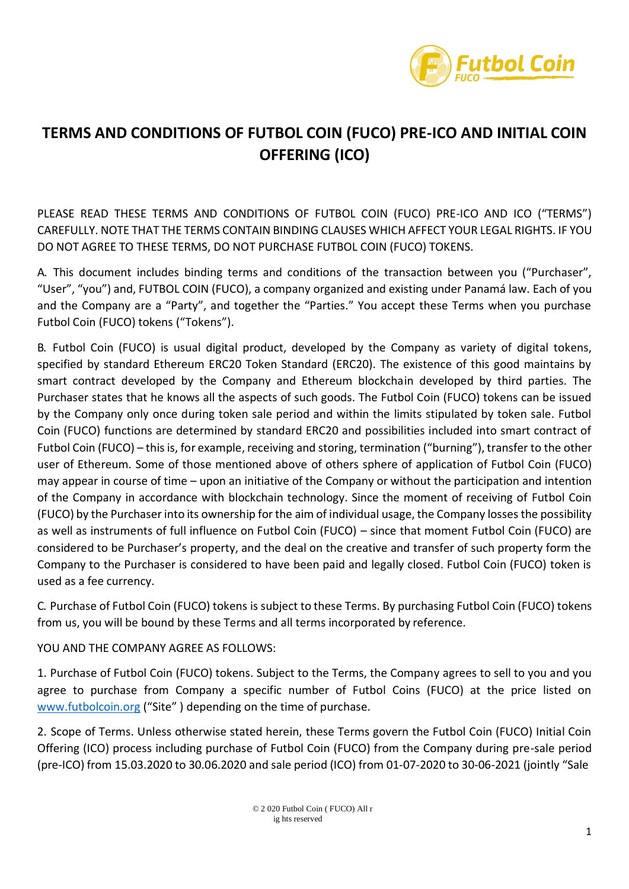# TERMS AND CONDITIONS OF FUTBOL COIN (FUCO) PRE-ICO AND INITIAL COIN OFFERING (ICO)

PLEASE READ THESE TERMS AND CONDITIONS OF FUTBOL COIN (FUCO) PRE-ICO AND ICO ("TERMS") CAREFULLY. NOTE THAT THE TERMS CONTAIN BINDING CLAUSES WHICH AFFECT YOUR LEGAL RIGHTS. IF YOU DO NOT AGREE TO THESE TERMS, DO NOT PURCHASE FUTBOL COIN (FUCO) TOKENS.

A. This document includes binding terms and conditions of the transaction between you ("Purchaser", "User", "you") and, FUTBOL COIN (FUCO), a company organized and existing under Panamá law. Each of you and the Company are a "Party", and together the "Parties." You accept these Terms when you purchase Futbol Coin (FUCO) tokens ("Tokens").

B. Futbol Coin (FUCO) is usual digital product, developed by the Company as variety of digital tokens, specified by standard Ethereum ERC20 Token Standard (ERC20). The existence of this good maintains by smart contract developed by the Company and Ethereum blockchain developed by third parties. The Purchaser states that he knows all the aspects of such goods. The Futbol Coin (FUCO) tokens can be issued by the Company only once during token sale period and within the limits stipulated by token sale. Futbol Coin (FUCO) functions are determined by standard ERC20 and possibilities included into smart contract of Futbol Coin (FUCO) – this is, for example, receiving and storing, termination ("burning"), transfer to the other user of Ethereum. Some of those mentioned above of others sphere of application of Futbol Coin (FUCO) may appear in course of time – upon an initiative of the Company or without the participation and intention of the Company in accordance with blockchain technology. Since the moment of receiving of Futbol Coin (FUCO) by the Purchaser into its ownership for the aim of individual usage, the Company losses the possibility as well as instruments of full influence on Futbol Coin (FUCO) – since that moment Futbol Coin (FUCO) are considered to be Purchaser's property, and the deal on the creative and transfer of such property form the Company to the Purchaser is considered to have been paid and legally closed. Futbol Coin (FUCO) token is used as a fee currency.

C. Purchase of Futbol Coin (FUCO) tokens is subject to these Terms. By purchasing Futbol Coin (FUCO) tokens from us, you will be bound by these Terms and all terms incorporated by reference.

YOU AND THE COMPANY AGREE AS FOLLOWS:

1. Purchase of Futbol Coin (FUCO) tokens. Subject to the Terms, the Company agrees to sell to you and you agree to purchase from Company a specific number of Futbol Coins (FUCO) at the price listed on www.futbolcoin.org ("Site" ) depending on the time of purchase.

2. Scope of Terms. Unless otherwise stated herein, these Terms govern the Futbol Coin (FUCO) Initial Coin Offering (ICO) process including purchase of Futbol Coin (FUCO) from the Company during pre-sale period (pre-ICO) from 15.03.2020 to 30.06.2020 and sale period (ICO) from 01-07-2020 to 30-06-2021 (jointly "Sale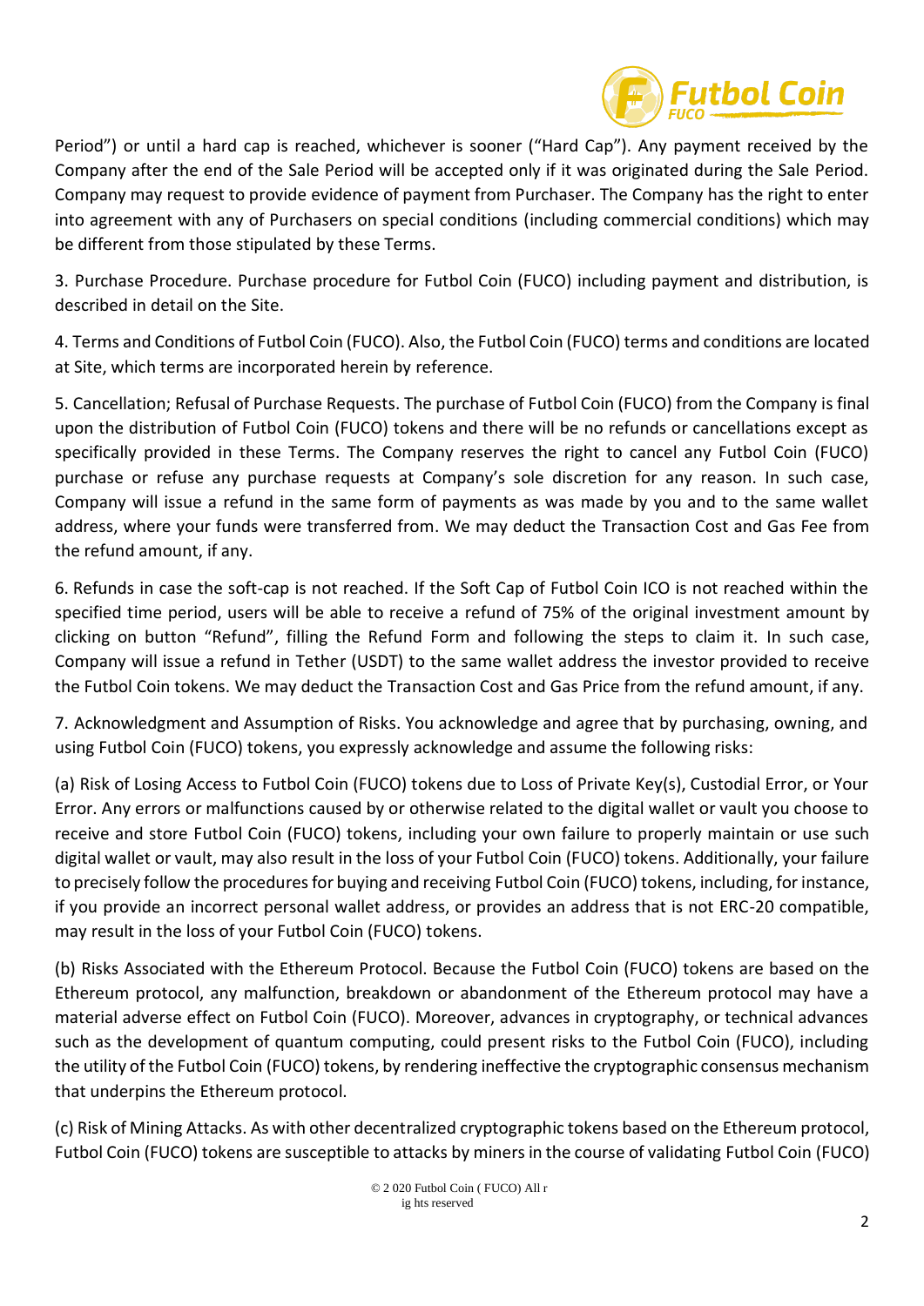Period") or until a hard cap is reached, whichever is sooner ("Hard Cap"). Any payment received by the Company after the end of the Sale Period will be accepted only if it was originated during the Sale Period. Company may request to provide evidence of payment from Purchaser. The Company has the right to enter into agreement with any of Purchasers on special conditions (including commercial conditions) which may be different from those stipulated by these Terms.

3. Purchase Procedure. Purchase procedure for Futbol Coin (FUCO) including payment and distribution, is described in detail on the Site.

4. Terms and Conditions of Futbol Coin (FUCO). Also, the Futbol Coin (FUCO) terms and conditions are located at Site, which terms are incorporated herein by reference.

5. Cancellation; Refusal of Purchase Requests. The purchase of Futbol Coin (FUCO) from the Company is final upon the distribution of Futbol Coin (FUCO) tokens and there will be no refunds or cancellations except as specifically provided in these Terms. The Company reserves the right to cancel any Futbol Coin (FUCO) purchase or refuse any purchase requests at Company's sole discretion for any reason. In such case, Company will issue a refund in the same form of payments as was made by you and to the same wallet address, where your funds were transferred from. We may deduct the Transaction Cost and Gas Fee from the refund amount, if any.

6. Refunds in case the soft-cap is not reached. If the Soft Cap of Futbol Coin ICO is not reached within the specified time period, users will be able to receive a refund of 75% of the original investment amount by clicking on button "Refund", filling the Refund Form and following the steps to claim it. In such case, Company will issue a refund in Tether (USDT) to the same wallet address the investor provided to receive the Futbol Coin tokens. We may deduct the Transaction Cost and Gas Price from the refund amount, if any.

7. Acknowledgment and Assumption of Risks. You acknowledge and agree that by purchasing, owning, and using Futbol Coin (FUCO) tokens, you expressly acknowledge and assume the following risks:

(a) Risk of Losing Access to Futbol Coin (FUCO) tokens due to Loss of Private Key(s), Custodial Error, or Your Error. Any errors or malfunctions caused by or otherwise related to the digital wallet or vault you choose to receive and store Futbol Coin (FUCO) tokens, including your own failure to properly maintain or use such digital wallet or vault, may also result in the loss of your Futbol Coin (FUCO) tokens. Additionally, your failure to precisely follow the procedures for buying and receiving Futbol Coin (FUCO) tokens, including, for instance, if you provide an incorrect personal wallet address, or provides an address that is not ERC-20 compatible, may result in the loss of your Futbol Coin (FUCO) tokens.

(b) Risks Associated with the Ethereum Protocol. Because the Futbol Coin (FUCO) tokens are based on the Ethereum protocol, any malfunction, breakdown or abandonment of the Ethereum protocol may have a material adverse effect on Futbol Coin (FUCO). Moreover, advances in cryptography, or technical advances such as the development of quantum computing, could present risks to the Futbol Coin (FUCO), including the utility of the Futbol Coin (FUCO) tokens, by rendering ineffective the cryptographic consensus mechanism that underpins the Ethereum protocol.

(c) Risk of Mining Attacks. As with other decentralized cryptographic tokens based on the Ethereum protocol, Futbol Coin (FUCO) tokens are susceptible to attacks by miners in the course of validating Futbol Coin (FUCO)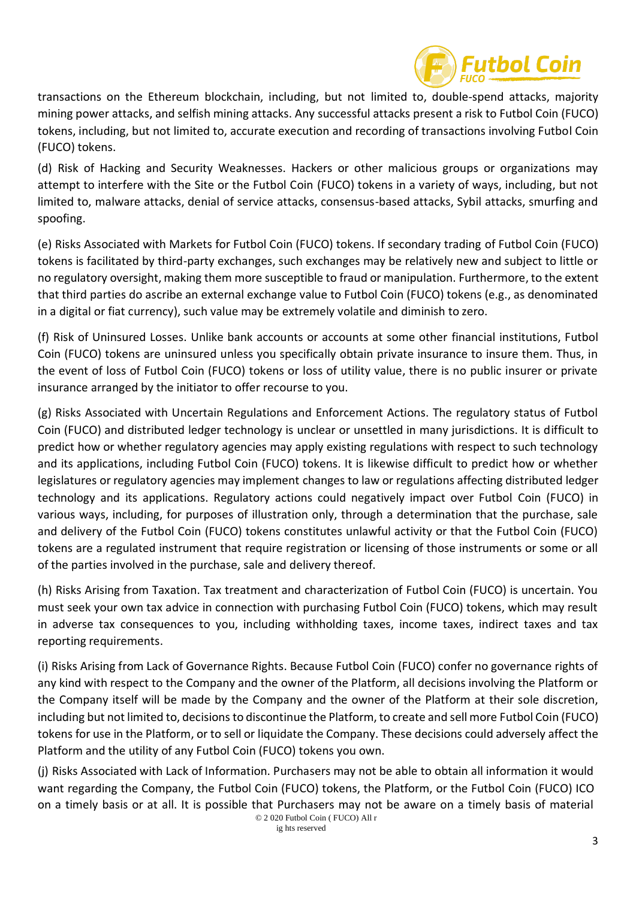transactions on the Ethereum blockchain, including, but not limited to, double-spend attacks, majority mining power attacks, and selfish mining attacks. Any successful attacks present a risk to Futbol Coin (FUCO) tokens, including, but not limited to, accurate execution and recording of transactions involving Futbol Coin (FUCO) tokens.

(d) Risk of Hacking and Security Weaknesses. Hackers or other malicious groups or organizations may attempt to interfere with the Site or the Futbol Coin (FUCO) tokens in a variety of ways, including, but not limited to, malware attacks, denial of service attacks, consensus-based attacks, Sybil attacks, smurfing and spoofing.

(e) Risks Associated with Markets for Futbol Coin (FUCO) tokens. If secondary trading of Futbol Coin (FUCO) tokens is facilitated by third-party exchanges, such exchanges may be relatively new and subject to little or no regulatory oversight, making them more susceptible to fraud or manipulation. Furthermore, to the extent that third parties do ascribe an external exchange value to Futbol Coin (FUCO) tokens (e.g., as denominated in a digital or fiat currency), such value may be extremely volatile and diminish to zero.

(f) Risk of Uninsured Losses. Unlike bank accounts or accounts at some other financial institutions, Futbol Coin (FUCO) tokens are uninsured unless you specifically obtain private insurance to insure them. Thus, in the event of loss of Futbol Coin (FUCO) tokens or loss of utility value, there is no public insurer or private insurance arranged by the initiator to offer recourse to you.

(g) Risks Associated with Uncertain Regulations and Enforcement Actions. The regulatory status of Futbol Coin (FUCO) and distributed ledger technology is unclear or unsettled in many jurisdictions. It is difficult to predict how or whether regulatory agencies may apply existing regulations with respect to such technology and its applications, including Futbol Coin (FUCO) tokens. It is likewise difficult to predict how or whether legislatures or regulatory agencies may implement changes to law or regulations affecting distributed ledger technology and its applications. Regulatory actions could negatively impact over Futbol Coin (FUCO) in various ways, including, for purposes of illustration only, through a determination that the purchase, sale and delivery of the Futbol Coin (FUCO) tokens constitutes unlawful activity or that the Futbol Coin (FUCO) tokens are a regulated instrument that require registration or licensing of those instruments or some or all of the parties involved in the purchase, sale and delivery thereof.

(h) Risks Arising from Taxation. Tax treatment and characterization of Futbol Coin (FUCO) is uncertain. You must seek your own tax advice in connection with purchasing Futbol Coin (FUCO) tokens, which may result in adverse tax consequences to you, including withholding taxes, income taxes, indirect taxes and tax reporting requirements.

(i) Risks Arising from Lack of Governance Rights. Because Futbol Coin (FUCO) confer no governance rights of any kind with respect to the Company and the owner of the Platform, all decisions involving the Platform or the Company itself will be made by the Company and the owner of the Platform at their sole discretion, including but not limited to, decisions to discontinue the Platform, to create and sell more Futbol Coin (FUCO) tokens for use in the Platform, or to sell or liquidate the Company. These decisions could adversely affect the Platform and the utility of any Futbol Coin (FUCO) tokens you own.

(j) Risks Associated with Lack of Information. Purchasers may not be able to obtain all information it would want regarding the Company, the Futbol Coin (FUCO) tokens, the Platform, or the Futbol Coin (FUCO) ICO on a timely basis or at all. It is possible that Purchasers may not be aware on a timely basis of material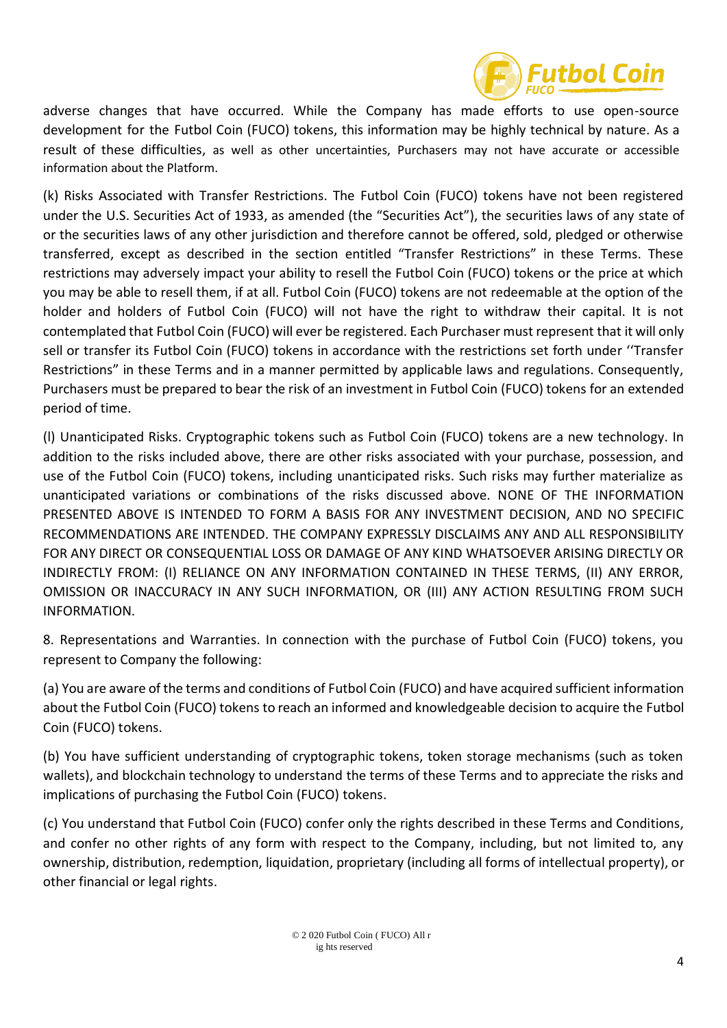adverse changes that have occurred. While the Company has made efforts to use open-source development for the Futbol Coin (FUCO) tokens, this information may be highly technical by nature. As a result of these difficulties, as well as other uncertainties, Purchasers may not have accurate or accessible information about the Platform.

(k) Risks Associated with Transfer Restrictions. The Futbol Coin (FUCO) tokens have not been registered under the U.S. Securities Act of 1933, as amended (the "Securities Act"), the securities laws of any state of or the securities laws of any other jurisdiction and therefore cannot be offered, sold, pledged or otherwise transferred, except as described in the section entitled "Transfer Restrictions" in these Terms. These restrictions may adversely impact your ability to resell the Futbol Coin (FUCO) tokens or the price at which you may be able to resell them, if at all. Futbol Coin (FUCO) tokens are not redeemable at the option of the holder and holders of Futbol Coin (FUCO) will not have the right to withdraw their capital. It is not contemplated that Futbol Coin (FUCO) will ever be registered. Each Purchaser must represent that it will only sell or transfer its Futbol Coin (FUCO) tokens in accordance with the restrictions set forth under ''Transfer Restrictions" in these Terms and in a manner permitted by applicable laws and regulations. Consequently, Purchasers must be prepared to bear the risk of an investment in Futbol Coin (FUCO) tokens for an extended period of time.

(l) Unanticipated Risks. Cryptographic tokens such as Futbol Coin (FUCO) tokens are a new technology. In addition to the risks included above, there are other risks associated with your purchase, possession, and use of the Futbol Coin (FUCO) tokens, including unanticipated risks. Such risks may further materialize as unanticipated variations or combinations of the risks discussed above. NONE OF THE INFORMATION PRESENTED ABOVE IS INTENDED TO FORM A BASIS FOR ANY INVESTMENT DECISION, AND NO SPECIFIC RECOMMENDATIONS ARE INTENDED. THE COMPANY EXPRESSLY DISCLAIMS ANY AND ALL RESPONSIBILITY FOR ANY DIRECT OR CONSEQUENTIAL LOSS OR DAMAGE OF ANY KIND WHATSOEVER ARISING DIRECTLY OR INDIRECTLY FROM: (I) RELIANCE ON ANY INFORMATION CONTAINED IN THESE TERMS, (II) ANY ERROR, OMISSION OR INACCURACY IN ANY SUCH INFORMATION, OR (III) ANY ACTION RESULTING FROM SUCH INFORMATION.

8. Representations and Warranties. In connection with the purchase of Futbol Coin (FUCO) tokens, you represent to Company the following:

(a) You are aware of the terms and conditions of Futbol Coin (FUCO) and have acquired sufficient information about the Futbol Coin (FUCO) tokens to reach an informed and knowledgeable decision to acquire the Futbol Coin (FUCO) tokens.

(b) You have sufficient understanding of cryptographic tokens, token storage mechanisms (such as token wallets), and blockchain technology to understand the terms of these Terms and to appreciate the risks and implications of purchasing the Futbol Coin (FUCO) tokens.

(c) You understand that Futbol Coin (FUCO) confer only the rights described in these Terms and Conditions, and confer no other rights of any form with respect to the Company, including, but not limited to, any ownership, distribution, redemption, liquidation, proprietary (including all forms of intellectual property), or other financial or legal rights.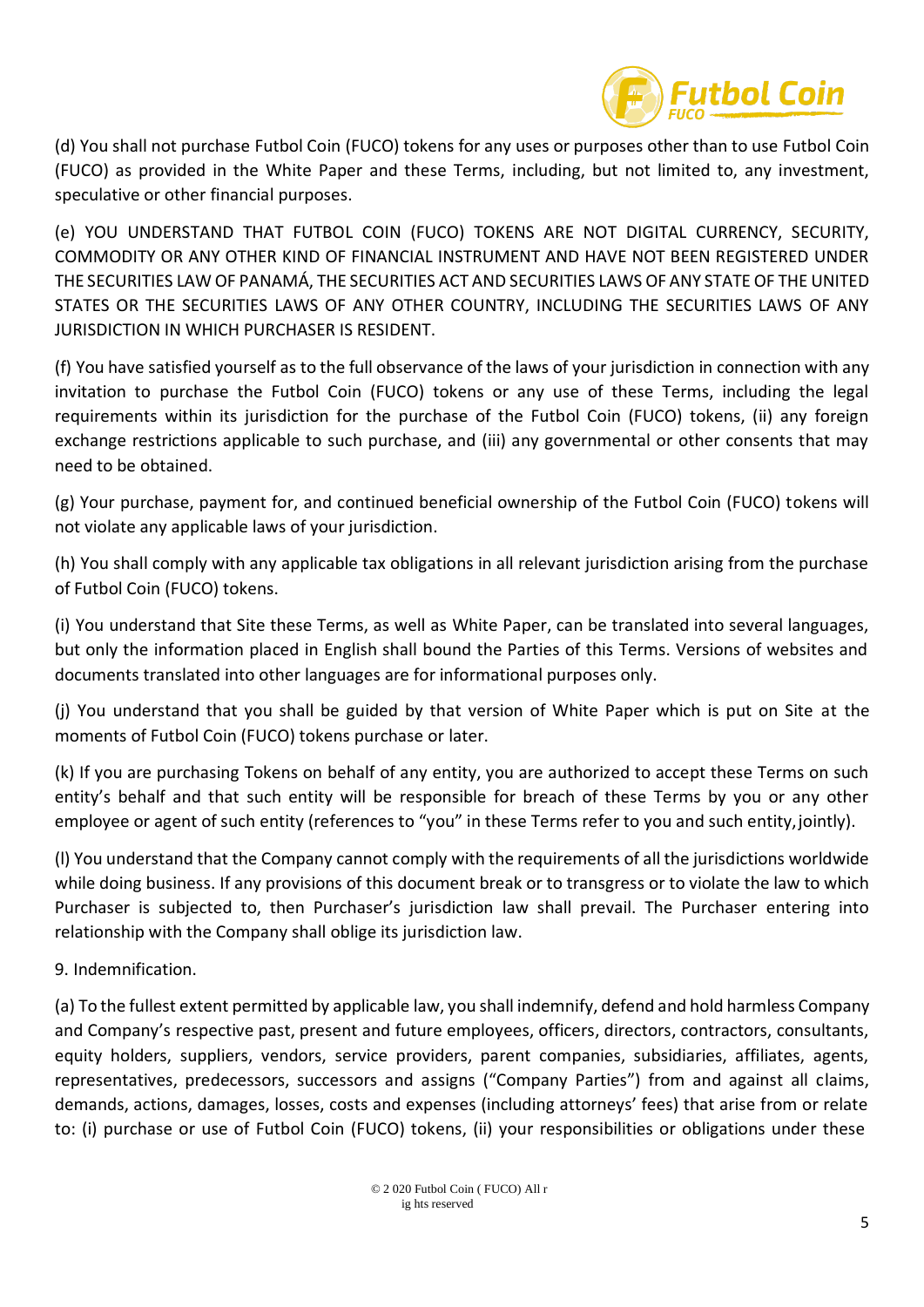(d) You shall not purchase Futbol Coin (FUCO) tokens for any uses or purposes other than to use Futbol Coin (FUCO) as provided in the White Paper and these Terms, including, but not limited to, any investment, speculative or other financial purposes.

(e) YOU UNDERSTAND THAT FUTBOL COIN (FUCO) TOKENS ARE NOT DIGITAL CURRENCY, SECURITY, COMMODITY OR ANY OTHER KIND OF FINANCIAL INSTRUMENT AND HAVE NOT BEEN REGISTERED UNDER THE SECURITIES LAW OF PANAMÁ, THE SECURITIES ACT AND SECURITIES LAWS OF ANY STATE OF THE UNITED STATES OR THE SECURITIES LAWS OF ANY OTHER COUNTRY, INCLUDING THE SECURITIES LAWS OF ANY JURISDICTION IN WHICH PURCHASER IS RESIDENT.

(f) You have satisfied yourself as to the full observance of the laws of your jurisdiction in connection with any invitation to purchase the Futbol Coin (FUCO) tokens or any use of these Terms, including the legal requirements within its jurisdiction for the purchase of the Futbol Coin (FUCO) tokens, (ii) any foreign exchange restrictions applicable to such purchase, and (iii) any governmental or other consents that may need to be obtained.

(g) Your purchase, payment for, and continued beneficial ownership of the Futbol Coin (FUCO) tokens will not violate any applicable laws of your jurisdiction.

(h) You shall comply with any applicable tax obligations in all relevant jurisdiction arising from the purchase of Futbol Coin (FUCO) tokens.

(i) You understand that Site these Terms, as well as White Paper, can be translated into several languages, but only the information placed in English shall bound the Parties of this Terms. Versions of websites and documents translated into other languages are for informational purposes only.

(j) You understand that you shall be guided by that version of White Paper which is put on Site at the moments of Futbol Coin (FUCO) tokens purchase or later.

(k) If you are purchasing Tokens on behalf of any entity, you are authorized to accept these Terms on such entity's behalf and that such entity will be responsible for breach of these Terms by you or any other employee or agent of such entity (references to "you" in these Terms refer to you and such entity, jointly).

(l) You understand that the Company cannot comply with the requirements of all the jurisdictions worldwide while doing business. If any provisions of this document break or to transgress or to violate the law to which Purchaser is subjected to, then Purchaser's jurisdiction law shall prevail. The Purchaser entering into relationship with the Company shall oblige its jurisdiction law.

9. Indemnification.

(a) To the fullest extent permitted by applicable law, you shall indemnify, defend and hold harmless Company and Company's respective past, present and future employees, officers, directors, contractors, consultants, equity holders, suppliers, vendors, service providers, parent companies, subsidiaries, affiliates, agents, representatives, predecessors, successors and assigns ("Company Parties") from and against all claims, demands, actions, damages, losses, costs and expenses (including attorneys' fees) that arise from or relate to: (i) purchase or use of Futbol Coin (FUCO) tokens, (ii) your responsibilities or obligations under these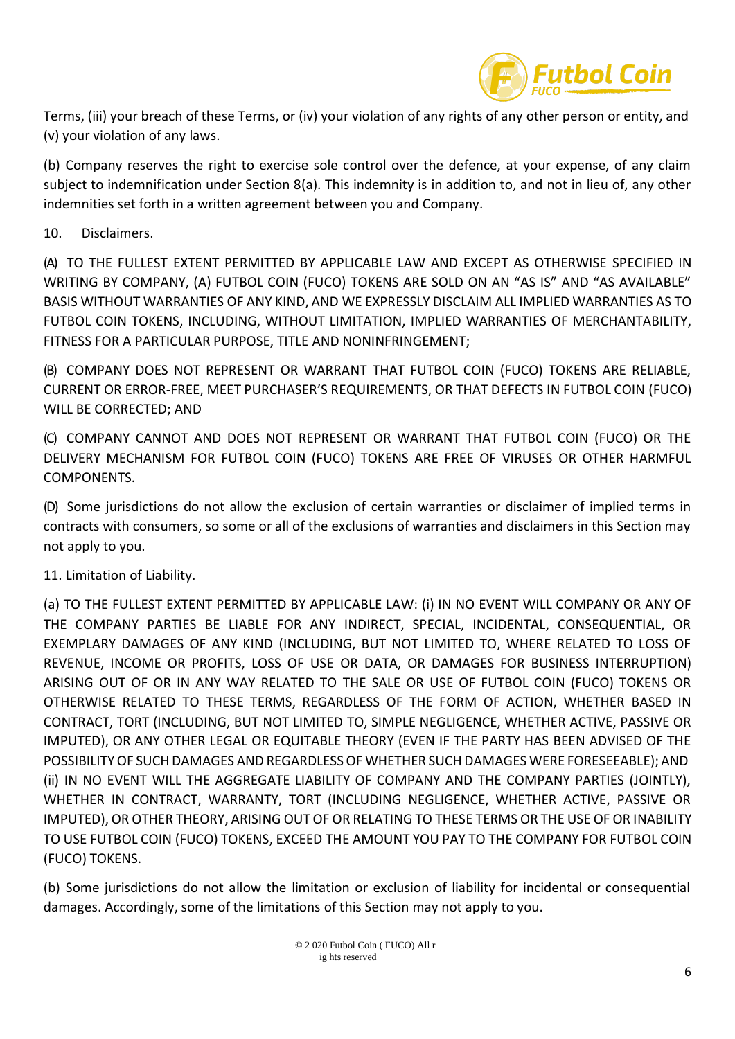Terms, (iii) your breach of these Terms, or (iv) your violation of any rights of any other person or entity, and (v) your violation of any laws.

(b) Company reserves the right to exercise sole control over the defence, at your expense, of any claim subject to indemnification under Section 8(a). This indemnity is in addition to, and not in lieu of, any other indemnities set forth in a written agreement between you and Company.

10. Disclaimers.

(A) TO THE FULLEST EXTENT PERMITTED BY APPLICABLE LAW AND EXCEPT AS OTHERWISE SPECIFIED IN WRITING BY COMPANY, (A) FUTBOL COIN (FUCO) TOKENS ARE SOLD ON AN “AS IS” AND “AS AVAILABLE” BASIS WITHOUT WARRANTIES OF ANY KIND, AND WE EXPRESSLY DISCLAIM ALL IMPLIED WARRANTIES AS TO FUTBOL COIN TOKENS, INCLUDING, WITHOUT LIMITATION, IMPLIED WARRANTIES OF MERCHANTABILITY, FITNESS FOR A PARTICULAR PURPOSE, TITLE AND NONINFRINGEMENT;

(B) COMPANY DOES NOT REPRESENT OR WARRANT THAT FUTBOL COIN (FUCO) TOKENS ARE RELIABLE, CURRENT OR ERROR-FREE, MEET PURCHASER’S REQUIREMENTS, OR THAT DEFECTS IN FUTBOL COIN (FUCO) WILL BE CORRECTED; AND

(C) COMPANY CANNOT AND DOES NOT REPRESENT OR WARRANT THAT FUTBOL COIN (FUCO) OR THE DELIVERY MECHANISM FOR FUTBOL COIN (FUCO) TOKENS ARE FREE OF VIRUSES OR OTHER HARMFUL COMPONENTS.

(D) Some jurisdictions do not allow the exclusion of certain warranties or disclaimer of implied terms in contracts with consumers, so some or all of the exclusions of warranties and disclaimers in this Section may not apply to you.

11. Limitation of Liability.

(a) TO THE FULLEST EXTENT PERMITTED BY APPLICABLE LAW: (i) IN NO EVENT WILL COMPANY OR ANY OF THE COMPANY PARTIES BE LIABLE FOR ANY INDIRECT, SPECIAL, INCIDENTAL, CONSEQUENTIAL, OR EXEMPLARY DAMAGES OF ANY KIND (INCLUDING, BUT NOT LIMITED TO, WHERE RELATED TO LOSS OF REVENUE, INCOME OR PROFITS, LOSS OF USE OR DATA, OR DAMAGES FOR BUSINESS INTERRUPTION) ARISING OUT OF OR IN ANY WAY RELATED TO THE SALE OR USE OF FUTBOL COIN (FUCO) TOKENS OR OTHERWISE RELATED TO THESE TERMS, REGARDLESS OF THE FORM OF ACTION, WHETHER BASED IN CONTRACT, TORT (INCLUDING, BUT NOT LIMITED TO, SIMPLE NEGLIGENCE, WHETHER ACTIVE, PASSIVE OR IMPUTED), OR ANY OTHER LEGAL OR EQUITABLE THEORY (EVEN IF THE PARTY HAS BEEN ADVISED OF THE POSSIBILITY OF SUCH DAMAGES AND REGARDLESS OF WHETHER SUCH DAMAGES WERE FORESEEABLE); AND (ii) IN NO EVENT WILL THE AGGREGATE LIABILITY OF COMPANY AND THE COMPANY PARTIES (JOINTLY), WHETHER IN CONTRACT, WARRANTY, TORT (INCLUDING NEGLIGENCE, WHETHER ACTIVE, PASSIVE OR IMPUTED), OR OTHER THEORY, ARISING OUT OF OR RELATING TO THESE TERMS OR THE USE OF OR INABILITY TO USE FUTBOL COIN (FUCO) TOKENS, EXCEED THE AMOUNT YOU PAY TO THE COMPANY FOR FUTBOL COIN (FUCO) TOKENS.

(b) Some jurisdictions do not allow the limitation or exclusion of liability for incidental or consequential damages. Accordingly, some of the limitations of this Section may not apply to you.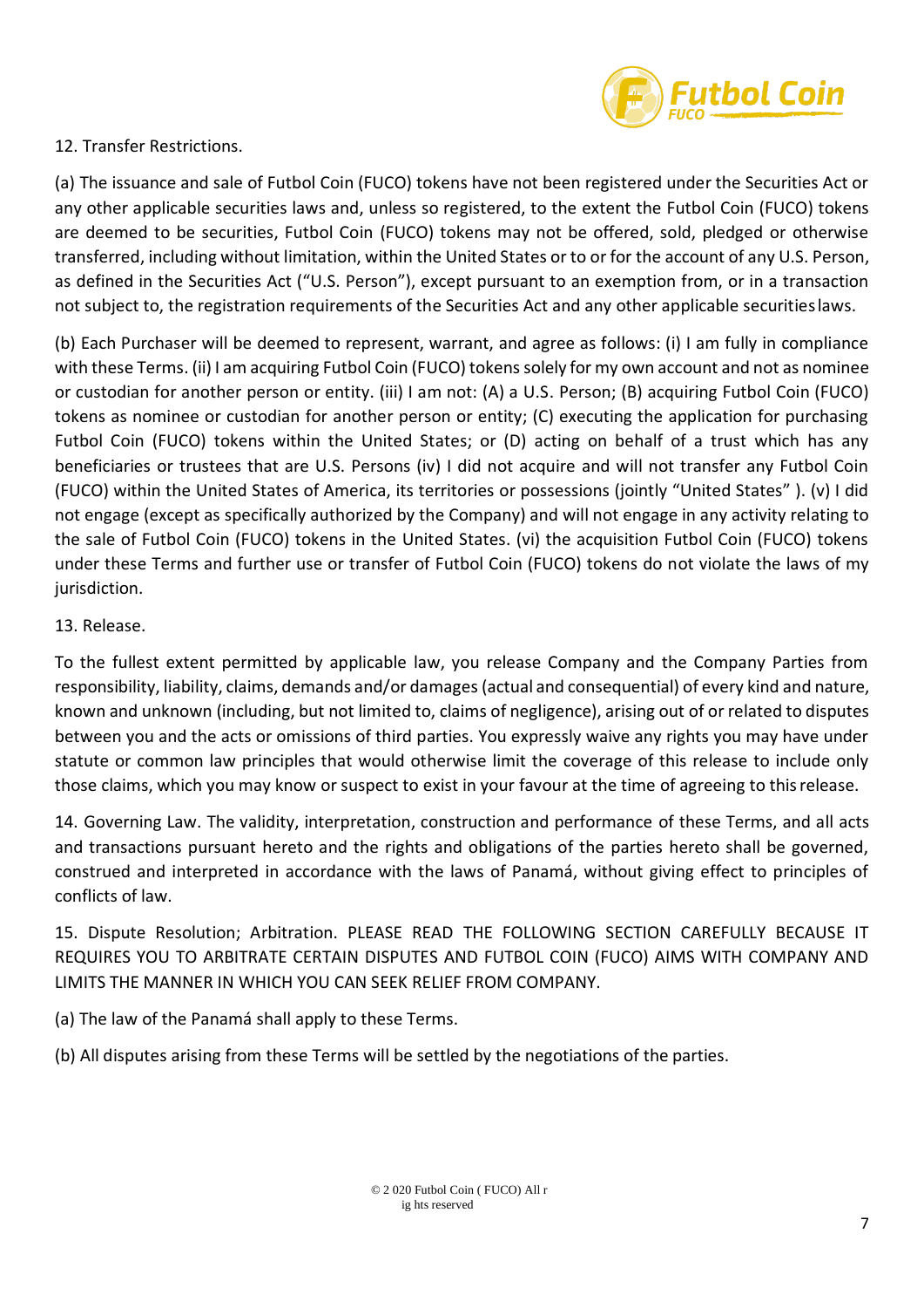12. Transfer Restrictions.

(a) The issuance and sale of Futbol Coin (FUCO) tokens have not been registered under the Securities Act or any other applicable securities laws and, unless so registered, to the extent the Futbol Coin (FUCO) tokens are deemed to be securities, Futbol Coin (FUCO) tokens may not be offered, sold, pledged or otherwise transferred, including without limitation, within the United States or to or for the account of any U.S. Person, as defined in the Securities Act ("U.S. Person"), except pursuant to an exemption from, or in a transaction not subject to, the registration requirements of the Securities Act and any other applicable securities laws.

(b) Each Purchaser will be deemed to represent, warrant, and agree as follows: (i) I am fully in compliance with these Terms. (ii) I am acquiring Futbol Coin (FUCO) tokens solely for my own account and not as nominee or custodian for another person or entity. (iii) I am not: (A) a U.S. Person; (B) acquiring Futbol Coin (FUCO) tokens as nominee or custodian for another person or entity; (C) executing the application for purchasing Futbol Coin (FUCO) tokens within the United States; or (D) acting on behalf of a trust which has any beneficiaries or trustees that are U.S. Persons (iv) I did not acquire and will not transfer any Futbol Coin (FUCO) within the United States of America, its territories or possessions (jointly "United States" ). (v) I did not engage (except as specifically authorized by the Company) and will not engage in any activity relating to the sale of Futbol Coin (FUCO) tokens in the United States. (vi) the acquisition Futbol Coin (FUCO) tokens under these Terms and further use or transfer of Futbol Coin (FUCO) tokens do not violate the laws of my jurisdiction.

13. Release.

To the fullest extent permitted by applicable law, you release Company and the Company Parties from responsibility, liability, claims, demands and/or damages (actual and consequential) of every kind and nature, known and unknown (including, but not limited to, claims of negligence), arising out of or related to disputes between you and the acts or omissions of third parties. You expressly waive any rights you may have under statute or common law principles that would otherwise limit the coverage of this release to include only those claims, which you may know or suspect to exist in your favour at the time of agreeing to this release.

14. Governing Law. The validity, interpretation, construction and performance of these Terms, and all acts and transactions pursuant hereto and the rights and obligations of the parties hereto shall be governed, construed and interpreted in accordance with the laws of Panamá, without giving effect to principles of conflicts of law.

15. Dispute Resolution; Arbitration. PLEASE READ THE FOLLOWING SECTION CAREFULLY BECAUSE IT REQUIRES YOU TO ARBITRATE CERTAIN DISPUTES AND FUTBOL COIN (FUCO) AIMS WITH COMPANY AND LIMITS THE MANNER IN WHICH YOU CAN SEEK RELIEF FROM COMPANY.

(a) The law of the Panamá shall apply to these Terms.

(b) All disputes arising from these Terms will be settled by the negotiations of the parties.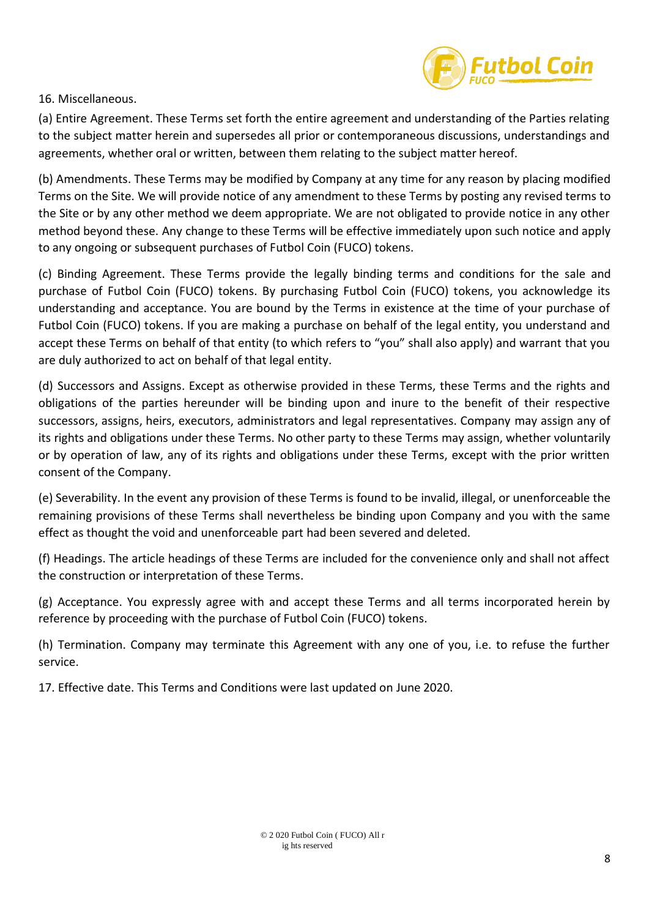16. Miscellaneous.

(a) Entire Agreement. These Terms set forth the entire agreement and understanding of the Parties relating to the subject matter herein and supersedes all prior or contemporaneous discussions, understandings and agreements, whether oral or written, between them relating to the subject matter hereof.

(b) Amendments. These Terms may be modified by Company at any time for any reason by placing modified Terms on the Site. We will provide notice of any amendment to these Terms by posting any revised terms to the Site or by any other method we deem appropriate. We are not obligated to provide notice in any other method beyond these. Any change to these Terms will be effective immediately upon such notice and apply to any ongoing or subsequent purchases of Futbol Coin (FUCO) tokens.

(c) Binding Agreement. These Terms provide the legally binding terms and conditions for the sale and purchase of Futbol Coin (FUCO) tokens. By purchasing Futbol Coin (FUCO) tokens, you acknowledge its understanding and acceptance. You are bound by the Terms in existence at the time of your purchase of Futbol Coin (FUCO) tokens. If you are making a purchase on behalf of the legal entity, you understand and accept these Terms on behalf of that entity (to which refers to "you" shall also apply) and warrant that you are duly authorized to act on behalf of that legal entity.

(d) Successors and Assigns. Except as otherwise provided in these Terms, these Terms and the rights and obligations of the parties hereunder will be binding upon and inure to the benefit of their respective successors, assigns, heirs, executors, administrators and legal representatives. Company may assign any of its rights and obligations under these Terms. No other party to these Terms may assign, whether voluntarily or by operation of law, any of its rights and obligations under these Terms, except with the prior written consent of the Company.

(e) Severability. In the event any provision of these Terms is found to be invalid, illegal, or unenforceable the remaining provisions of these Terms shall nevertheless be binding upon Company and you with the same effect as thought the void and unenforceable part had been severed and deleted.

(f) Headings. The article headings of these Terms are included for the convenience only and shall not affect the construction or interpretation of these Terms.

(g) Acceptance. You expressly agree with and accept these Terms and all terms incorporated herein by reference by proceeding with the purchase of Futbol Coin (FUCO) tokens.

(h) Termination. Company may terminate this Agreement with any one of you, i.e. to refuse the further service.

17. Effective date. This Terms and Conditions were last updated on June 2020.